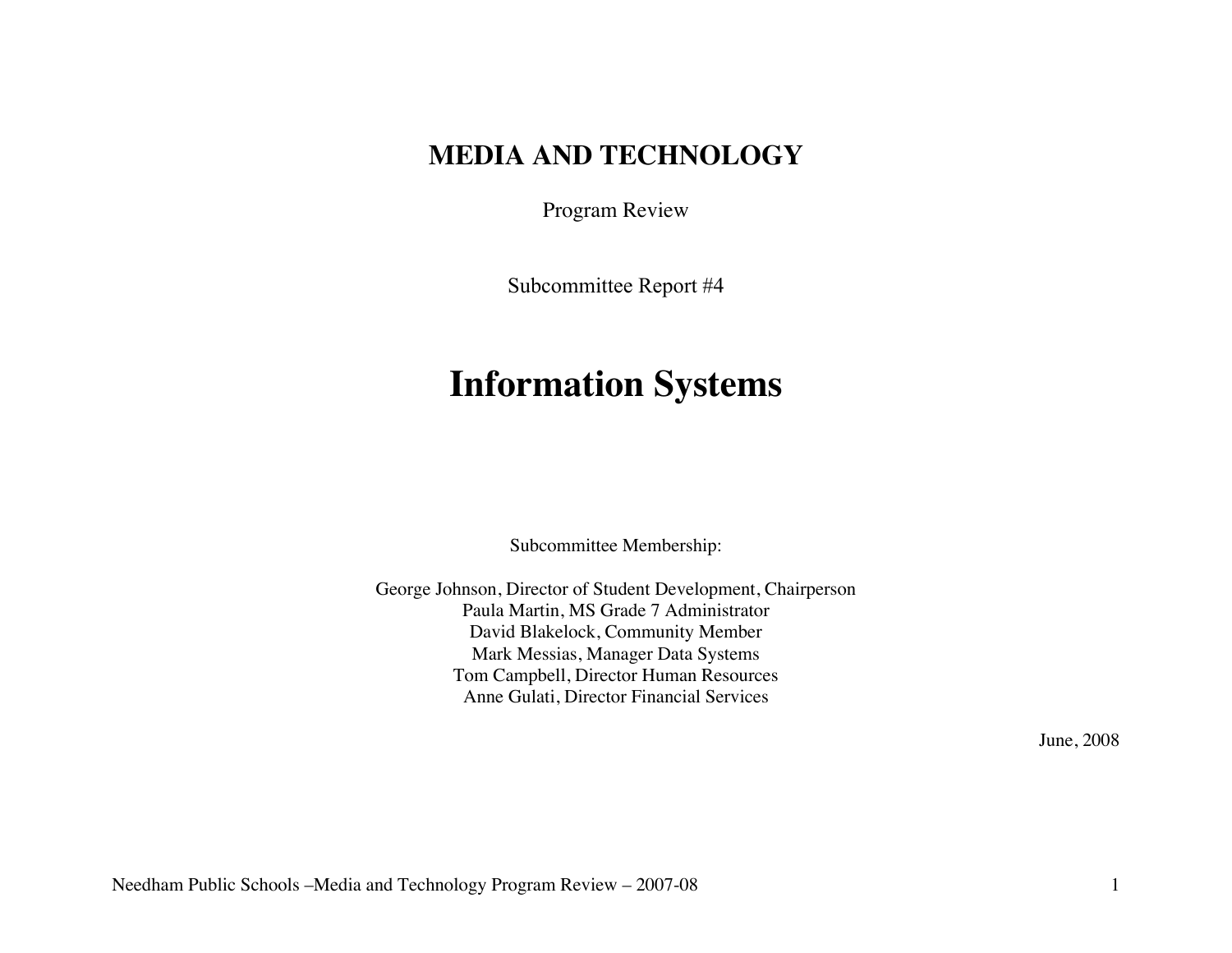# MEDIA AND TECHNOLOGY

Program Review

Subcommittee Report #4

# Information Systems

Subcommittee Membership:

George Johnson, Director of Student Development, Chairperson
Paula Martin, MS Grade 7 Administrator
David Blakelock, Community Member
Mark Messias, Manager Data Systems
Tom Campbell, Director Human Resources
Anne Gulati, Director Financial Services

June, 2008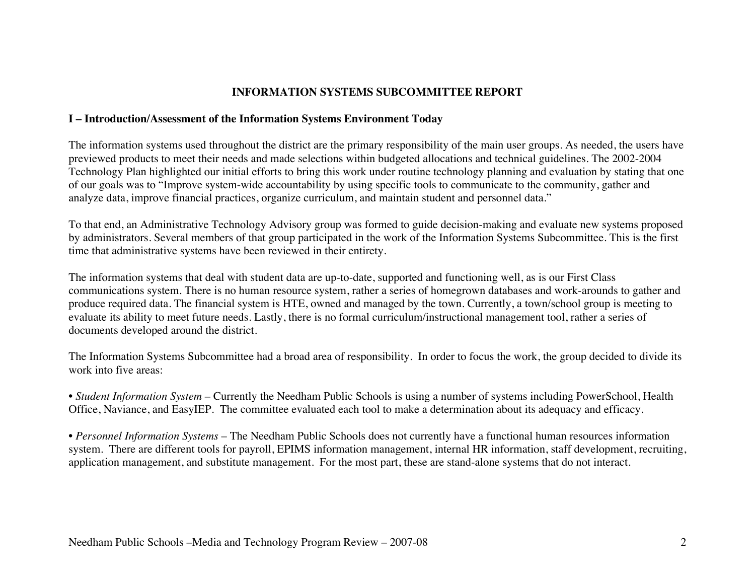# INFORMATION SYSTEMS SUBCOMMITTEE REPORT

## I – Introduction/Assessment of the Information Systems Environment Today

The information systems used throughout the district are the primary responsibility of the main user groups. As needed, the users have previewed products to meet their needs and made selections within budgeted allocations and technical guidelines. The 2002-2004 Technology Plan highlighted our initial efforts to bring this work under routine technology planning and evaluation by stating that one of our goals was to "Improve system-wide accountability by using specific tools to communicate to the community, gather and analyze data, improve financial practices, organize curriculum, and maintain student and personnel data."

To that end, an Administrative Technology Advisory group was formed to guide decision-making and evaluate new systems proposed by administrators. Several members of that group participated in the work of the Information Systems Subcommittee. This is the first time that administrative systems have been reviewed in their entirety.

The information systems that deal with student data are up-to-date, supported and functioning well, as is our First Class communications system. There is no human resource system, rather a series of homegrown databases and work-arounds to gather and produce required data. The financial system is HTE, owned and managed by the town. Currently, a town/school group is meeting to evaluate its ability to meet future needs. Lastly, there is no formal curriculum/instructional management tool, rather a series of documents developed around the district.

The Information Systems Subcommittee had a broad area of responsibility. In order to focus the work, the group decided to divide its work into five areas:

- *Student Information System* – Currently the Needham Public Schools is using a number of systems including PowerSchool, Health Office, Naviance, and EasyIEP. The committee evaluated each tool to make a determination about its adequacy and efficacy.

- *Personnel Information Systems* – The Needham Public Schools does not currently have a functional human resources information system. There are different tools for payroll, EPIMS information management, internal HR information, staff development, recruiting, application management, and substitute management. For the most part, these are stand-alone systems that do not interact.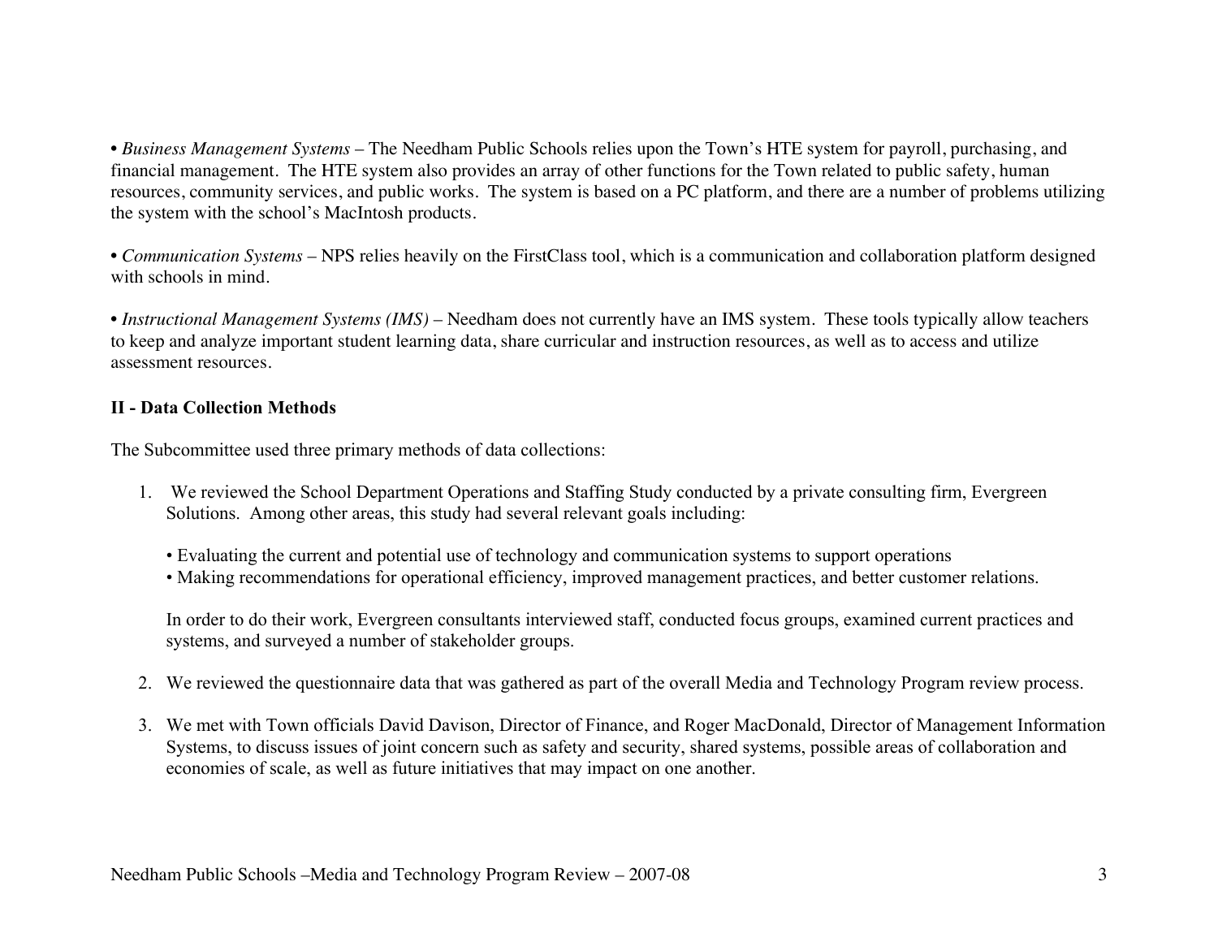• *Business Management Systems* – The Needham Public Schools relies upon the Town's HTE system for payroll, purchasing, and financial management. The HTE system also provides an array of other functions for the Town related to public safety, human resources, community services, and public works. The system is based on a PC platform, and there are a number of problems utilizing the system with the school's MacIntosh products.

• *Communication Systems* – NPS relies heavily on the FirstClass tool, which is a communication and collaboration platform designed with schools in mind.

• *Instructional Management Systems (IMS)* – Needham does not currently have an IMS system. These tools typically allow teachers to keep and analyze important student learning data, share curricular and instruction resources, as well as to access and utilize assessment resources.

**II - Data Collection Methods**

The Subcommittee used three primary methods of data collections:

1. We reviewed the School Department Operations and Staffing Study conducted by a private consulting firm, Evergreen Solutions. Among other areas, this study had several relevant goals including:

   • Evaluating the current and potential use of technology and communication systems to support operations
   • Making recommendations for operational efficiency, improved management practices, and better customer relations.

   In order to do their work, Evergreen consultants interviewed staff, conducted focus groups, examined current practices and systems, and surveyed a number of stakeholder groups.

2. We reviewed the questionnaire data that was gathered as part of the overall Media and Technology Program review process.

3. We met with Town officials David Davison, Director of Finance, and Roger MacDonald, Director of Management Information Systems, to discuss issues of joint concern such as safety and security, shared systems, possible areas of collaboration and economies of scale, as well as future initiatives that may impact on one another.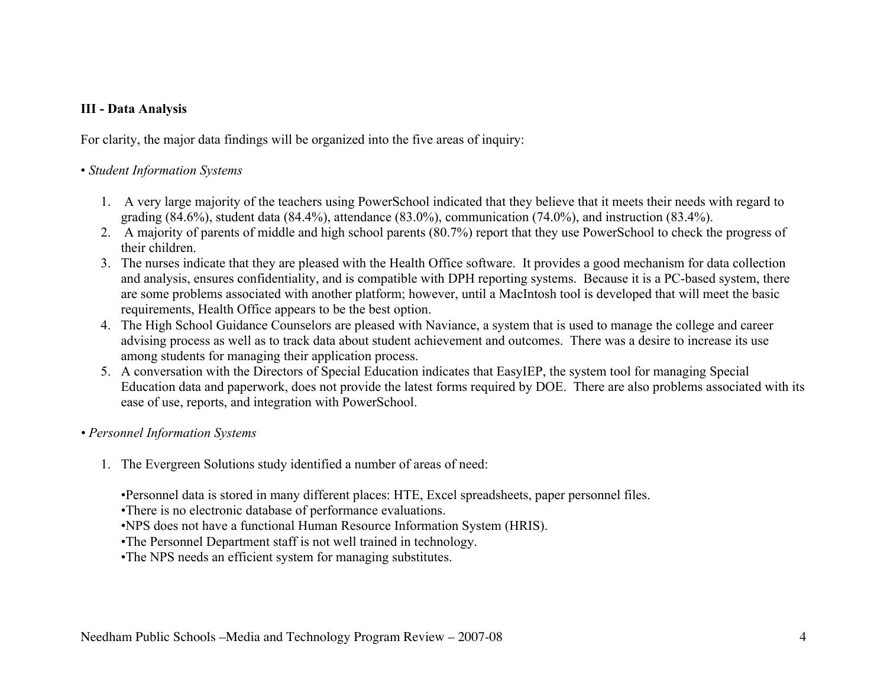### III - Data Analysis

For clarity, the major data findings will be organized into the five areas of inquiry:

• *Student Information Systems*

1. A very large majority of the teachers using PowerSchool indicated that they believe that it meets their needs with regard to grading (84.6%), student data (84.4%), attendance (83.0%), communication (74.0%), and instruction (83.4%).
2. A majority of parents of middle and high school parents (80.7%) report that they use PowerSchool to check the progress of their children.
3. The nurses indicate that they are pleased with the Health Office software. It provides a good mechanism for data collection and analysis, ensures confidentiality, and is compatible with DPH reporting systems. Because it is a PC-based system, there are some problems associated with another platform; however, until a MacIntosh tool is developed that will meet the basic requirements, Health Office appears to be the best option.
4. The High School Guidance Counselors are pleased with Naviance, a system that is used to manage the college and career advising process as well as to track data about student achievement and outcomes. There was a desire to increase its use among students for managing their application process.
5. A conversation with the Directors of Special Education indicates that EasyIEP, the system tool for managing Special Education data and paperwork, does not provide the latest forms required by DOE. There are also problems associated with its ease of use, reports, and integration with PowerSchool.

• *Personnel Information Systems*

1. The Evergreen Solutions study identified a number of areas of need:

   •Personnel data is stored in many different places: HTE, Excel spreadsheets, paper personnel files.
   •There is no electronic database of performance evaluations.
   •NPS does not have a functional Human Resource Information System (HRIS).
   •The Personnel Department staff is not well trained in technology.
   •The NPS needs an efficient system for managing substitutes.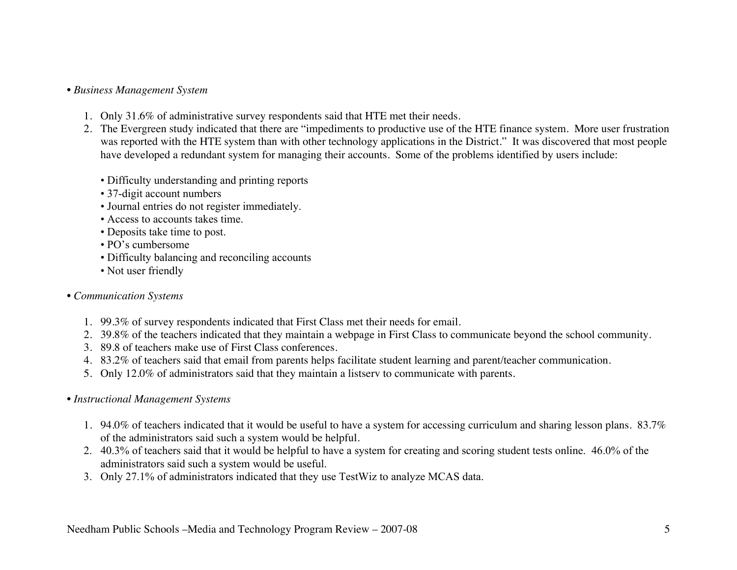- *Business Management System*

  1. Only 31.6% of administrative survey respondents said that HTE met their needs.
  2. The Evergreen study indicated that there are "impediments to productive use of the HTE finance system. More user frustration was reported with the HTE system than with other technology applications in the District." It was discovered that most people have developed a redundant system for managing their accounts. Some of the problems identified by users include:

     - Difficulty understanding and printing reports
     - 37-digit account numbers
     - Journal entries do not register immediately.
     - Access to accounts takes time.
     - Deposits take time to post.
     - PO's cumbersome
     - Difficulty balancing and reconciling accounts
     - Not user friendly

- *Communication Systems*

  1. 99.3% of survey respondents indicated that First Class met their needs for email.
  2. 39.8% of the teachers indicated that they maintain a webpage in First Class to communicate beyond the school community.
  3. 89.8 of teachers make use of First Class conferences.
  4. 83.2% of teachers said that email from parents helps facilitate student learning and parent/teacher communication.
  5. Only 12.0% of administrators said that they maintain a listserv to communicate with parents.

- *Instructional Management Systems*

  1. 94.0% of teachers indicated that it would be useful to have a system for accessing curriculum and sharing lesson plans. 83.7% of the administrators said such a system would be helpful.
  2. 40.3% of teachers said that it would be helpful to have a system for creating and scoring student tests online. 46.0% of the administrators said such a system would be useful.
  3. Only 27.1% of administrators indicated that they use TestWiz to analyze MCAS data.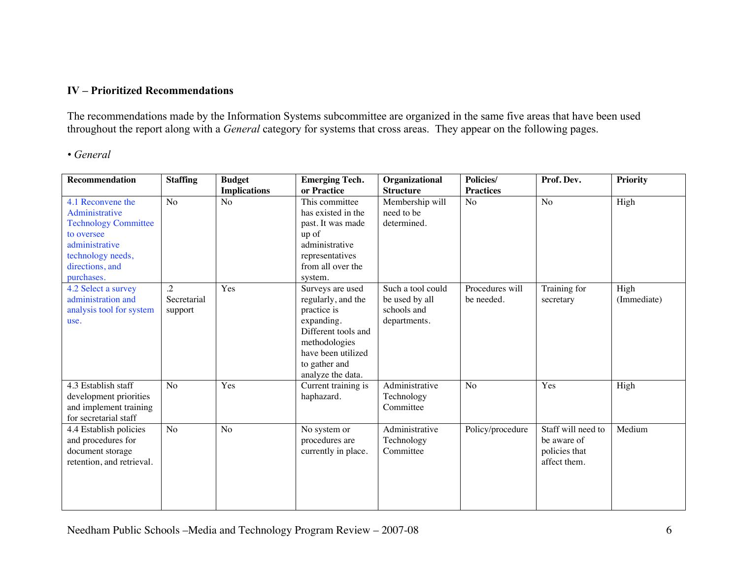### IV – Prioritized Recommendations

The recommendations made by the Information Systems subcommittee are organized in the same five areas that have been used throughout the report along with a *General* category for systems that cross areas. They appear on the following pages.

• *General*

| Recommendation | Staffing | Budget Implications | Emerging Tech. or Practice | Organizational Structure | Policies/ Practices | Prof. Dev. | Priority |
|---|---|---|---|---|---|---|---|
| 4.1 Reconvene the Administrative Technology Committee to oversee administrative technology needs, directions, and purchases. | No | No | This committee has existed in the past. It was made up of administrative representatives from all over the system. | Membership will need to be determined. | No | No | High |
| 4.2 Select a survey administration and analysis tool for system use. | .2 Secretarial support | Yes | Surveys are used regularly, and the practice is expanding. Different tools and methodologies have been utilized to gather and analyze the data. | Such a tool could be used by all schools and departments. | Procedures will be needed. | Training for secretary | High (Immediate) |
| 4.3 Establish staff development priorities and implement training for secretarial staff | No | Yes | Current training is haphazard. | Administrative Technology Committee | No | Yes | High |
| 4.4 Establish policies and procedures for document storage retention, and retrieval. | No | No | No system or procedures are currently in place. | Administrative Technology Committee | Policy/procedure | Staff will need to be aware of policies that affect them. | Medium |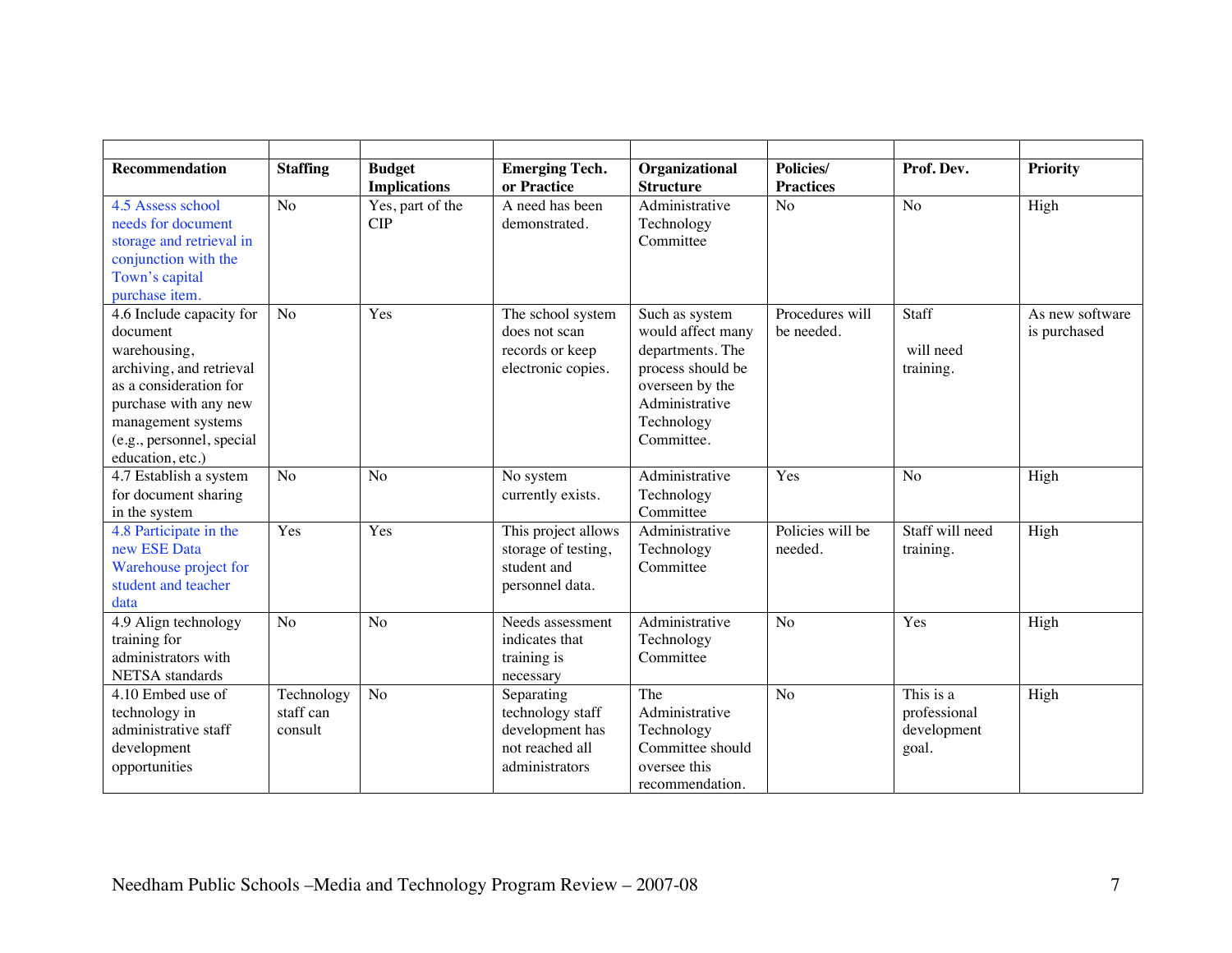| Recommendation | Staffing | Budget Implications | Emerging Tech. or Practice | Organizational Structure | Policies/ Practices | Prof. Dev. | Priority |
| --- | --- | --- | --- | --- | --- | --- | --- |
| 4.5 Assess school needs for document storage and retrieval in conjunction with the Town's capital purchase item. | No | Yes, part of the CIP | A need has been demonstrated. | Administrative Technology Committee | No | No | High |
| 4.6 Include capacity for document warehousing, archiving, and retrieval as a consideration for purchase with any new management systems (e.g., personnel, special education, etc.) | No | Yes | The school system does not scan records or keep electronic copies. | Such as system would affect many departments. The process should be overseen by the Administrative Technology Committee. | Procedures will be needed. | Staff will need training. | As new software is purchased |
| 4.7 Establish a system for document sharing in the system | No | No | No system currently exists. | Administrative Technology Committee | Yes | No | High |
| 4.8 Participate in the new ESE Data Warehouse project for student and teacher data | Yes | Yes | This project allows storage of testing, student and personnel data. | Administrative Technology Committee | Policies will be needed. | Staff will need training. | High |
| 4.9 Align technology training for administrators with NETSA standards | No | No | Needs assessment indicates that training is necessary | Administrative Technology Committee | No | Yes | High |
| 4.10 Embed use of technology in administrative staff development opportunities | Technology staff can consult | No | Separating technology staff development has not reached all administrators | The Administrative Technology Committee should oversee this recommendation. | No | This is a professional development goal. | High |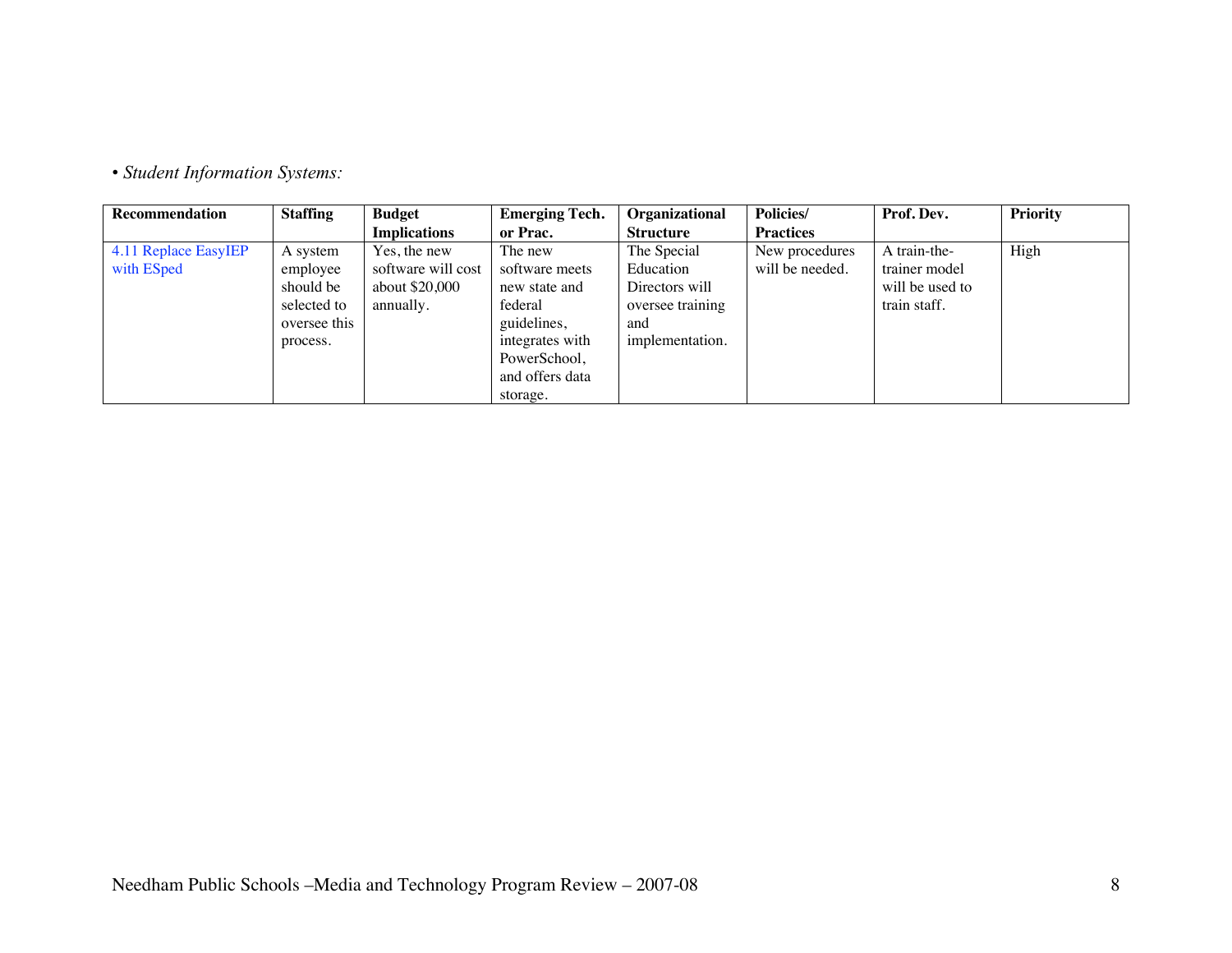• *Student Information Systems:*

| Recommendation | Staffing | Budget Implications | Emerging Tech. or Prac. | Organizational Structure | Policies/ Practices | Prof. Dev. | Priority |
|---|---|---|---|---|---|---|---|
| 4.11 Replace EasyIEP with ESped | A system employee should be selected to oversee this process. | Yes, the new software will cost about $20,000 annually. | The new software meets new state and federal guidelines, integrates with PowerSchool, and offers data storage. | The Special Education Directors will oversee training and implementation. | New procedures will be needed. | A train-the-trainer model will be used to train staff. | High |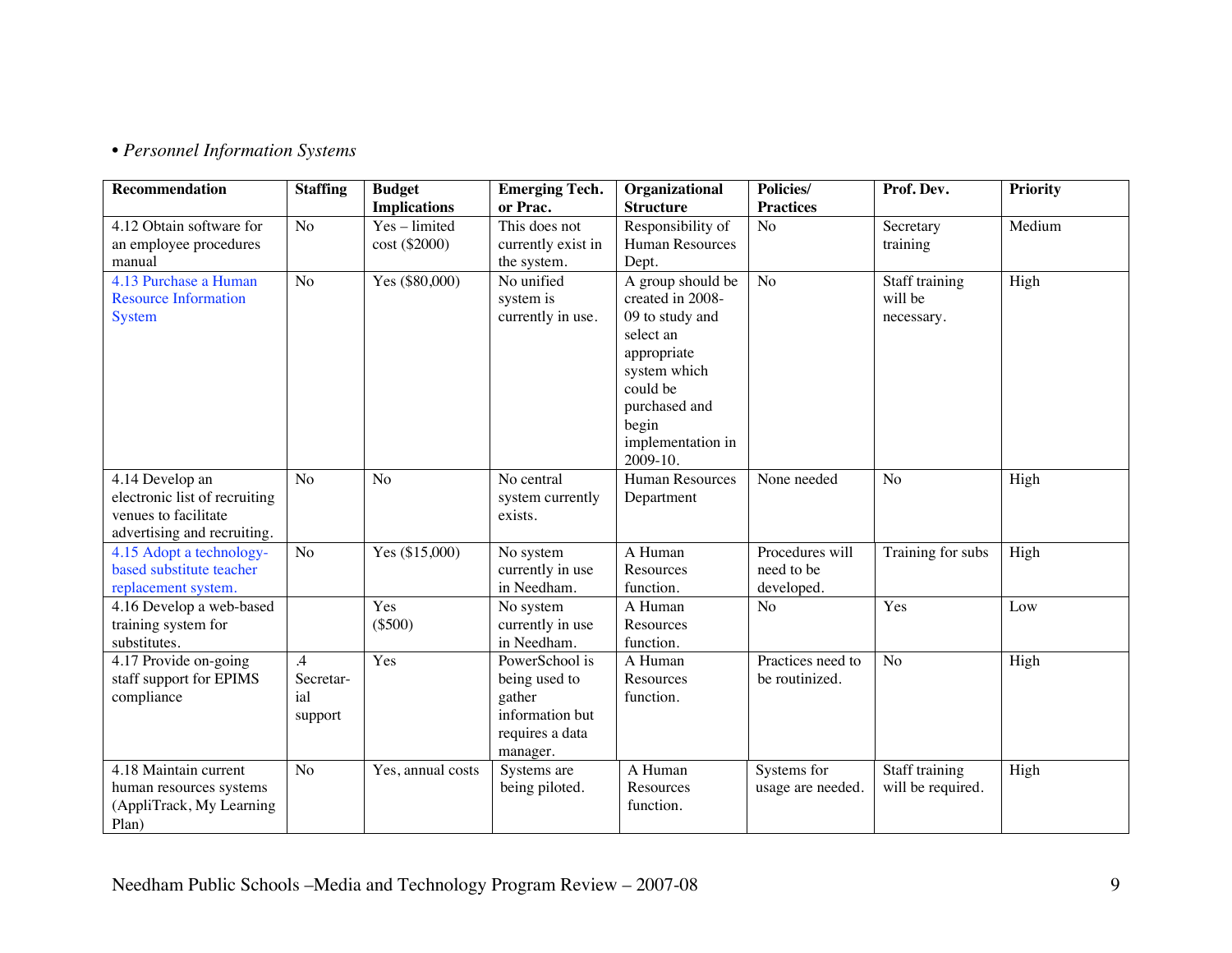• *Personnel Information Systems*

| Recommendation | Staffing | Budget Implications | Emerging Tech. or Prac. | Organizational Structure | Policies/ Practices | Prof. Dev. | Priority |
|---|---|---|---|---|---|---|---|
| 4.12 Obtain software for an employee procedures manual | No | Yes – limited cost ($2000) | This does not currently exist in the system. | Responsibility of Human Resources Dept. | No | Secretary training | Medium |
| 4.13 Purchase a Human Resource Information System | No | Yes ($80,000) | No unified system is currently in use. | A group should be created in 2008-09 to study and select an appropriate system which could be purchased and begin implementation in 2009-10. | No | Staff training will be necessary. | High |
| 4.14 Develop an electronic list of recruiting venues to facilitate advertising and recruiting. | No | No | No central system currently exists. | Human Resources Department | None needed | No | High |
| 4.15 Adopt a technology-based substitute teacher replacement system. | No | Yes ($15,000) | No system currently in use in Needham. | A Human Resources function. | Procedures will need to be developed. | Training for subs | High |
| 4.16 Develop a web-based training system for substitutes. | | Yes ($500) | No system currently in use in Needham. | A Human Resources function. | No | Yes | Low |
| 4.17 Provide on-going staff support for EPIMS compliance | .4 Secretarial support | Yes | PowerSchool is being used to gather information but requires a data manager. | A Human Resources function. | Practices need to be routinized. | No | High |
| 4.18 Maintain current human resources systems (AppliTrack, My Learning Plan) | No | Yes, annual costs | Systems are being piloted. | A Human Resources function. | Systems for usage are needed. | Staff training will be required. | High |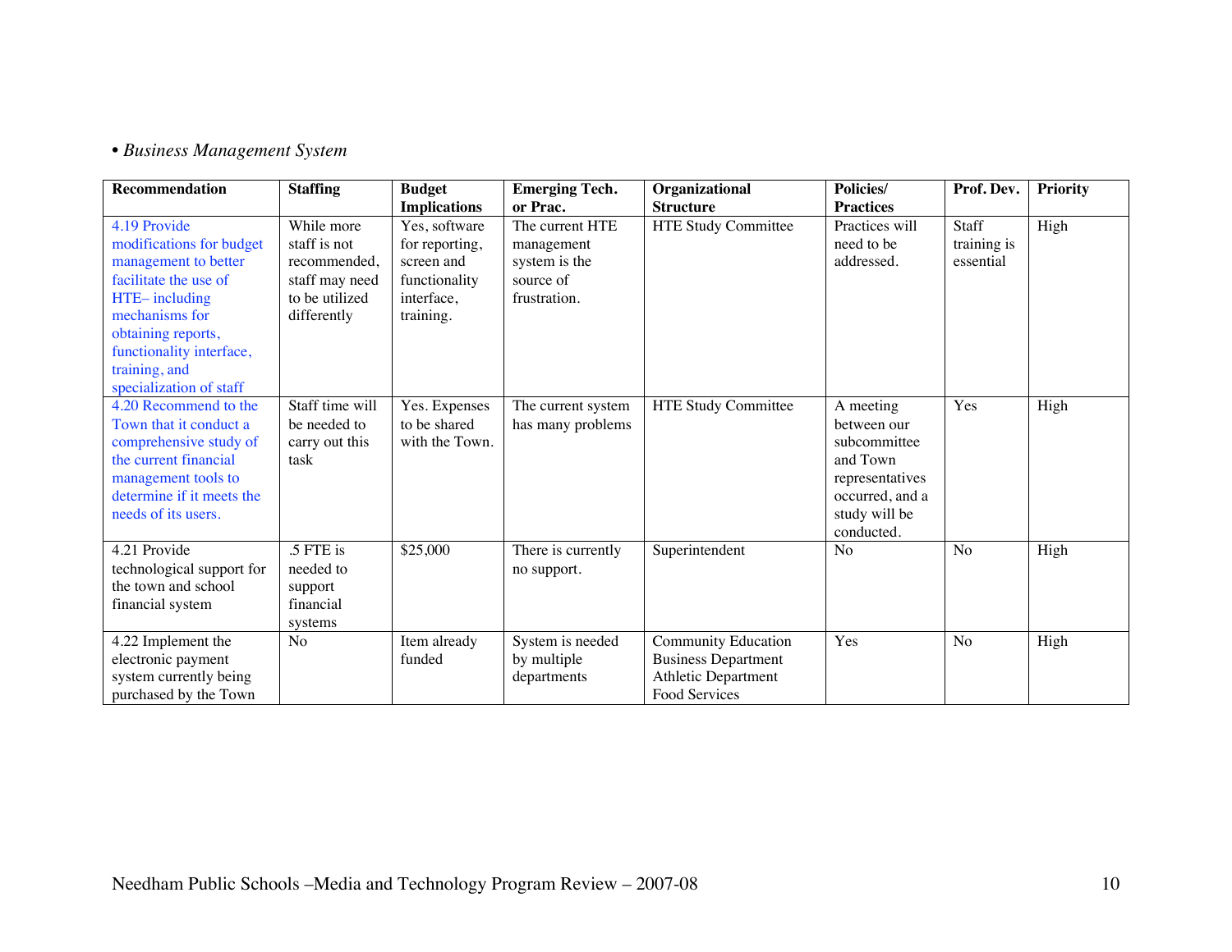• *Business Management System*

| Recommendation | Staffing | Budget Implications | Emerging Tech. or Prac. | Organizational Structure | Policies/ Practices | Prof. Dev. | Priority |
|---|---|---|---|---|---|---|---|
| 4.19 Provide modifications for budget management to better facilitate the use of HTE– including mechanisms for obtaining reports, functionality interface, training, and specialization of staff | While more staff is not recommended, staff may need to be utilized differently | Yes, software for reporting, screen and functionality interface, training. | The current HTE management system is the source of frustration. | HTE Study Committee | Practices will need to be addressed. | Staff training is essential | High |
| 4.20 Recommend to the Town that it conduct a comprehensive study of the current financial management tools to determine if it meets the needs of its users. | Staff time will be needed to carry out this task | Yes. Expenses to be shared with the Town. | The current system has many problems | HTE Study Committee | A meeting between our subcommittee and Town representatives occurred, and a study will be conducted. | Yes | High |
| 4.21 Provide technological support for the town and school financial system | .5 FTE is needed to support financial systems | $25,000 | There is currently no support. | Superintendent | No | No | High |
| 4.22 Implement the electronic payment system currently being purchased by the Town | No | Item already funded | System is needed by multiple departments | Community Education Business Department Athletic Department Food Services | Yes | No | High |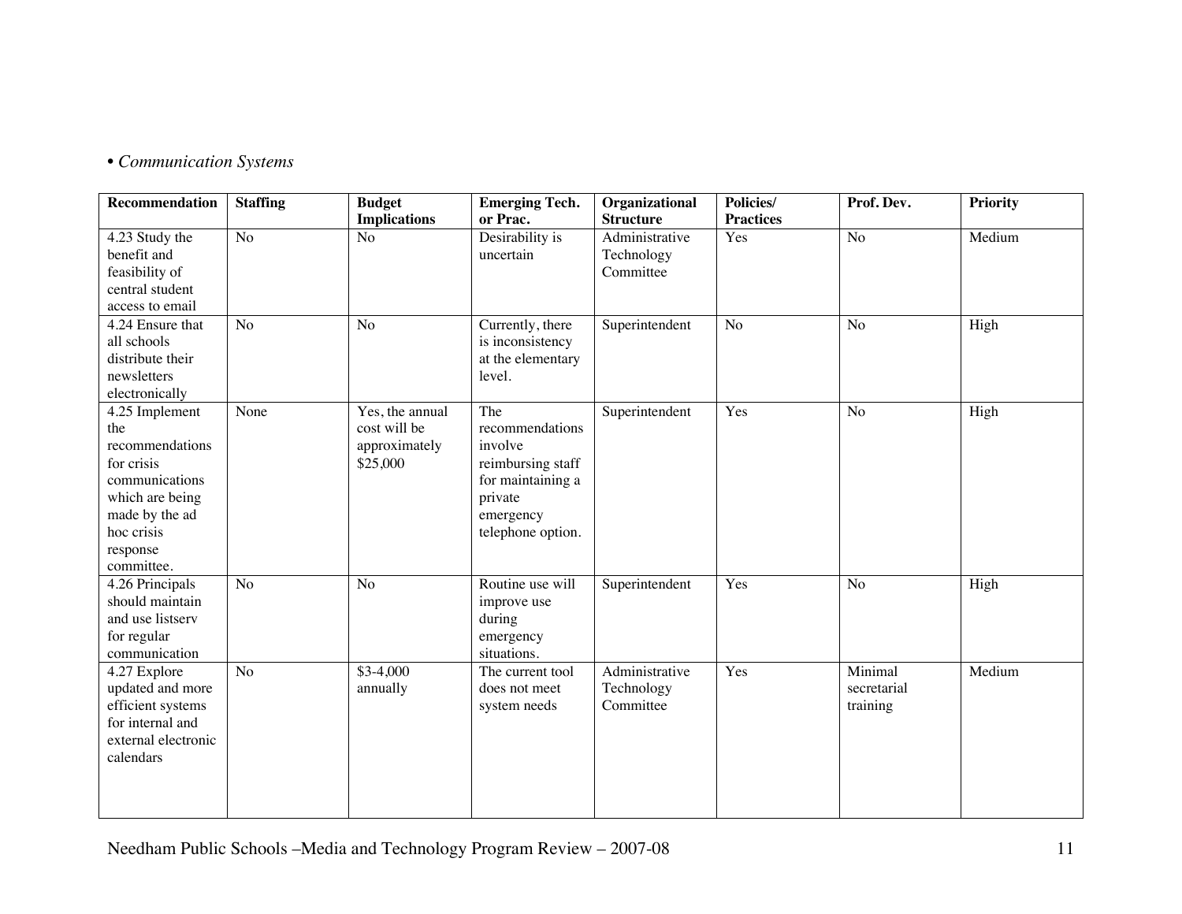• *Communication Systems*

| Recommendation | Staffing | Budget Implications | Emerging Tech. or Prac. | Organizational Structure | Policies/ Practices | Prof. Dev. | Priority |
|---|---|---|---|---|---|---|---|
| 4.23 Study the benefit and feasibility of central student access to email | No | No | Desirability is uncertain | Administrative Technology Committee | Yes | No | Medium |
| 4.24 Ensure that all schools distribute their newsletters electronically | No | No | Currently, there is inconsistency at the elementary level. | Superintendent | No | No | High |
| 4.25 Implement the recommendations for crisis communications which are being made by the ad hoc crisis response committee. | None | Yes, the annual cost will be approximately $25,000 | The recommendations involve reimbursing staff for maintaining a private emergency telephone option. | Superintendent | Yes | No | High |
| 4.26 Principals should maintain and use listserv for regular communication | No | No | Routine use will improve use during emergency situations. | Superintendent | Yes | No | High |
| 4.27 Explore updated and more efficient systems for internal and external electronic calendars | No | $3-4,000 annually | The current tool does not meet system needs | Administrative Technology Committee | Yes | Minimal secretarial training | Medium |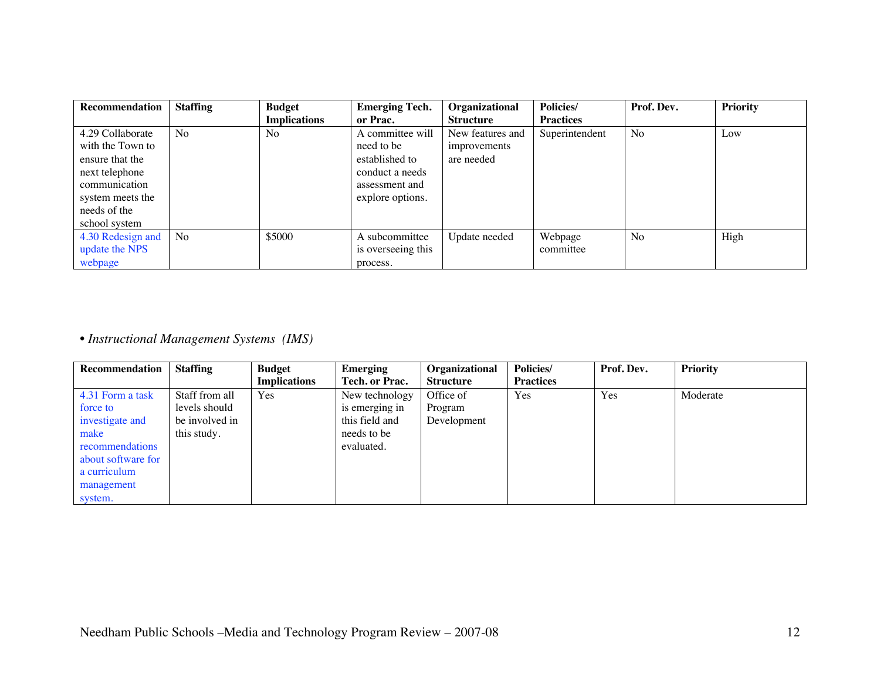| Recommendation | Staffing | Budget Implications | Emerging Tech. or Prac. | Organizational Structure | Policies/ Practices | Prof. Dev. | Priority |
|---|---|---|---|---|---|---|---|
| 4.29 Collaborate with the Town to ensure that the next telephone communication system meets the needs of the school system | No | No | A committee will need to be established to conduct a needs assessment and explore options. | New features and improvements are needed | Superintendent | No | Low |
| 4.30 Redesign and update the NPS webpage | No | $5000 | A subcommittee is overseeing this process. | Update needed | Webpage committee | No | High |

• *Instructional Management Systems (IMS)*

| Recommendation | Staffing | Budget Implications | Emerging Tech. or Prac. | Organizational Structure | Policies/ Practices | Prof. Dev. | Priority |
|---|---|---|---|---|---|---|---|
| 4.31 Form a task force to investigate and make recommendations about software for a curriculum management system. | Staff from all levels should be involved in this study. | Yes | New technology is emerging in this field and needs to be evaluated. | Office of Program Development | Yes | Yes | Moderate |